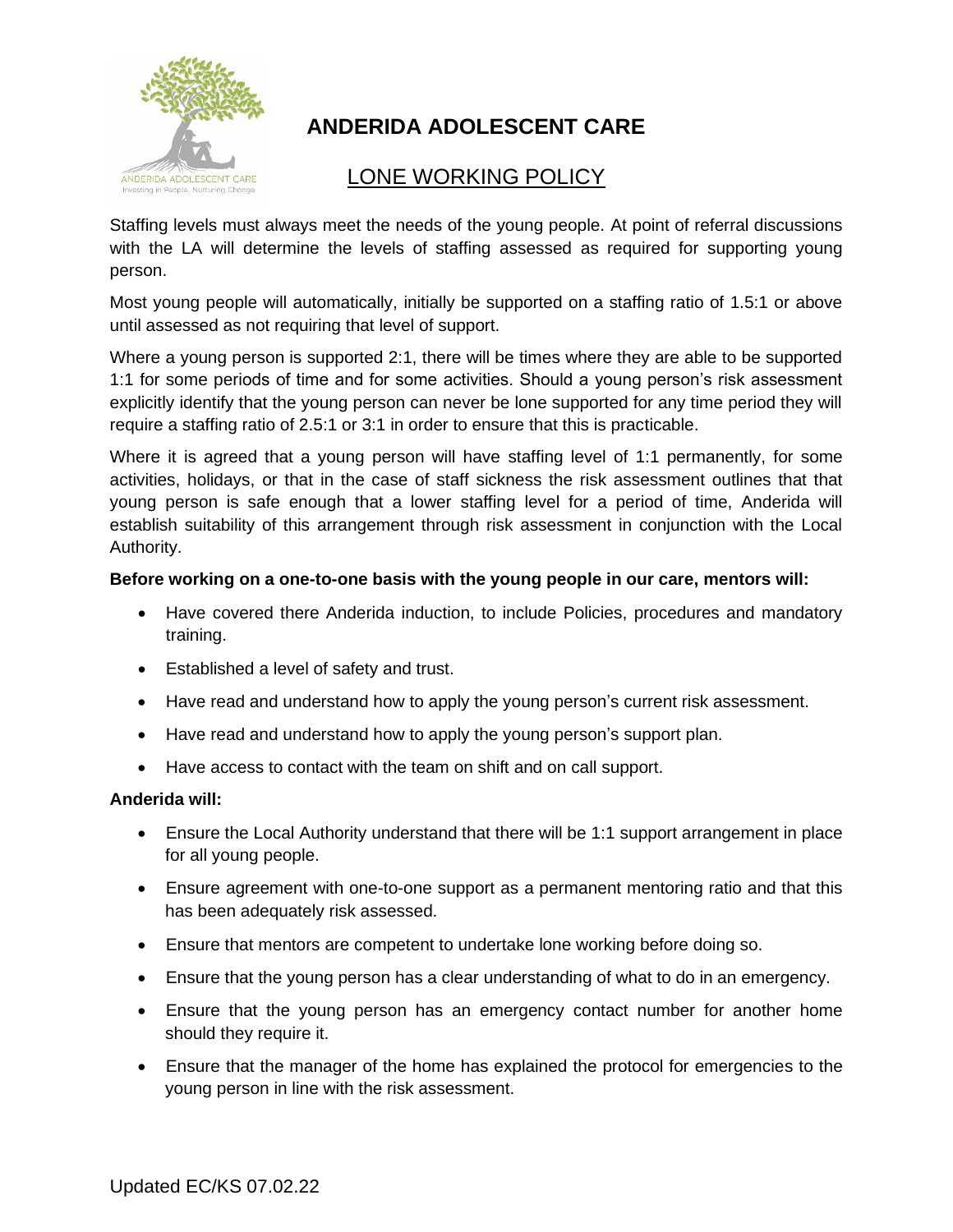# ANDERIDA ADOLESCENT CARE

## LONE WORKING POLICY

Staffing levels must always meet the needs of the young people. At point of referral discussions with the LA will determine the levels of staffing assessed as required for supporting young person.

Most young people will automatically, initially be supported on a staffing ratio of 1.5:1 or above until assessed as not requiring that level of support.

Where a young person is supported 2:1, there will be times where they are able to be supported 1:1 for some periods of time and for some activities. Should a young person's risk assessment explicitly identify that the young person can never be lone supported for any time period they will require a staffing ratio of 2.5:1 or 3:1 in order to ensure that this is practicable.

Where it is agreed that a young person will have staffing level of 1:1 permanently, for some activities, holidays, or that in the case of staff sickness the risk assessment outlines that that young person is safe enough that a lower staffing level for a period of time, Anderida will establish suitability of this arrangement through risk assessment in conjunction with the Local Authority.

**Before working on a one-to-one basis with the young people in our care, mentors will:**

- Have covered there Anderida induction, to include Policies, procedures and mandatory training.
- Established a level of safety and trust.
- Have read and understand how to apply the young person's current risk assessment.
- Have read and understand how to apply the young person's support plan.
- Have access to contact with the team on shift and on call support.

**Anderida will:**

- Ensure the Local Authority understand that there will be 1:1 support arrangement in place for all young people.
- Ensure agreement with one-to-one support as a permanent mentoring ratio and that this has been adequately risk assessed.
- Ensure that mentors are competent to undertake lone working before doing so.
- Ensure that the young person has a clear understanding of what to do in an emergency.
- Ensure that the young person has an emergency contact number for another home should they require it.
- Ensure that the manager of the home has explained the protocol for emergencies to the young person in line with the risk assessment.

Updated EC/KS 07.02.22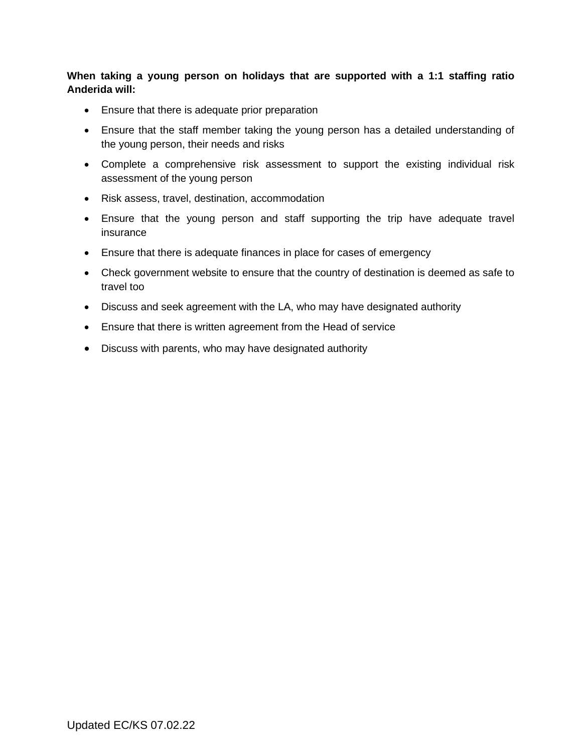**When taking a young person on holidays that are supported with a 1:1 staffing ratio Anderida will:**

- Ensure that there is adequate prior preparation
- Ensure that the staff member taking the young person has a detailed understanding of the young person, their needs and risks
- Complete a comprehensive risk assessment to support the existing individual risk assessment of the young person
- Risk assess, travel, destination, accommodation
- Ensure that the young person and staff supporting the trip have adequate travel insurance
- Ensure that there is adequate finances in place for cases of emergency
- Check government website to ensure that the country of destination is deemed as safe to travel too
- Discuss and seek agreement with the LA, who may have designated authority
- Ensure that there is written agreement from the Head of service
- Discuss with parents, who may have designated authority

Updated EC/KS 07.02.22